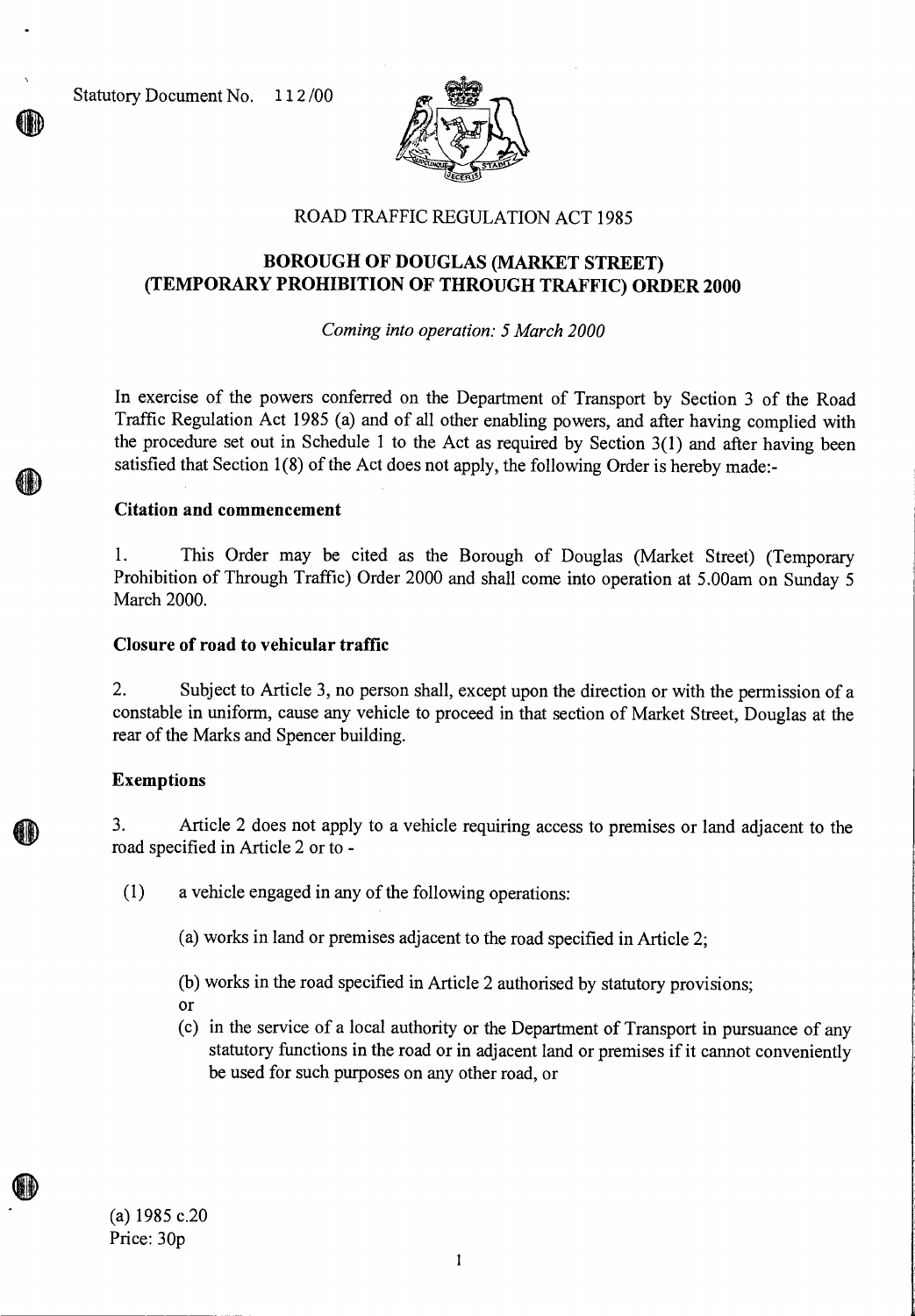Statutory Document No. 112/00

ROAD TRAFFIC REGULATION ACT 1985

# BOROUGH OF DOUGLAS (MARKET STREET) (TEMPORARY PROHIBITION OF THROUGH TRAFFIC) ORDER 2000

*Coming into operation: 5 March 2000*

In exercise of the powers conferred on the Department of Transport by Section 3 of the Road Traffic Regulation Act 1985 (a) and of all other enabling powers, and after having complied with the procedure set out in Schedule 1 to the Act as required by Section 3(1) and after having been satisfied that Section 1(8) of the Act does not apply, the following Order is hereby made:-

## Citation and commencement

1. This Order may be cited as the Borough of Douglas (Market Street) (Temporary Prohibition of Through Traffic) Order 2000 and shall come into operation at 5.00am on Sunday 5 March 2000.

## Closure of road to vehicular traffic

2. Subject to Article 3, no person shall, except upon the direction or with the permission of a constable in uniform, cause any vehicle to proceed in that section of Market Street, Douglas at the rear of the Marks and Spencer building.

## Exemptions

3. Article 2 does not apply to a vehicle requiring access to premises or land adjacent to the road specified in Article 2 or to -

(1) a vehicle engaged in any of the following operations:

(a) works in land or premises adjacent to the road specified in Article 2;

(b) works in the road specified in Article 2 authorised by statutory provisions; or

(c) in the service of a local authority or the Department of Transport in pursuance of any statutory functions in the road or in adjacent land or premises if it cannot conveniently be used for such purposes on any other road, or

(a) 1985 c.20
Price: 30p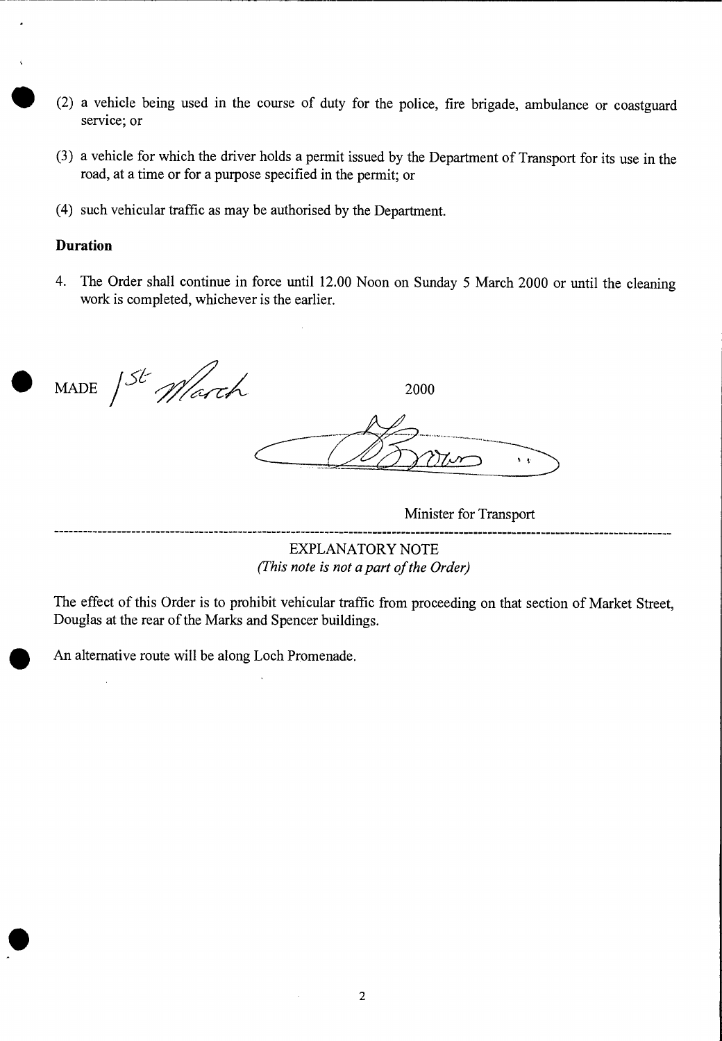(2) a vehicle being used in the course of duty for the police, fire brigade, ambulance or coastguard service; or

(3) a vehicle for which the driver holds a permit issued by the Department of Transport for its use in the road, at a time or for a purpose specified in the permit; or

(4) such vehicular traffic as may be authorised by the Department.

**Duration**

4. The Order shall continue in force until 12.00 Noon on Sunday 5 March 2000 or until the cleaning work is completed, whichever is the earlier.

MADE 1st March 2000

Minister for Transport

---

EXPLANATORY NOTE
*(This note is not a part of the Order)*

The effect of this Order is to prohibit vehicular traffic from proceeding on that section of Market Street, Douglas at the rear of the Marks and Spencer buildings.

An alternative route will be along Loch Promenade.